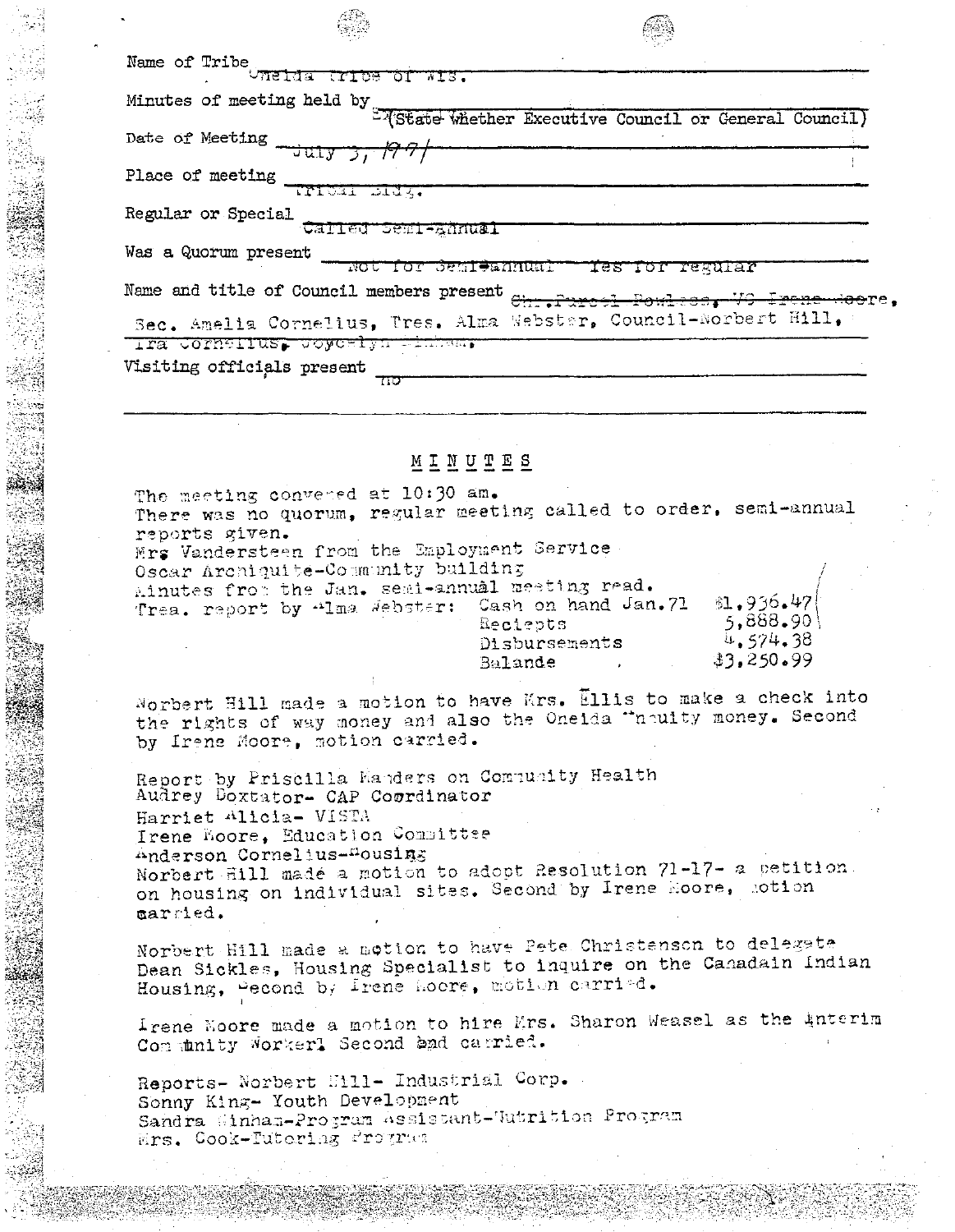Name of Tribe Oneida Tribe of Wis.

Minutes of meeting held by (State whether Executive Council or General Council)

Date of Meeting July 3, 1971

Place of meeting Tribal Bldg.

Regular or Special Called Semi-annual

Was a Quorum present Not for Semi-annual Yes for regular

Name and title of Council members present Ch. Purcel Powless, VC Irene Moore, Sec. Amelia Cornelius, Tres. Alma Webster, Council-Norbert Hill, Ira Cornelius, Joycelyn Ninham.

Visiting officials present no

## MINUTES

The meeting convened at 10:30 am.
There was no quorum, regular meeting called to order, semi-annual reports given.
Mrs Vandersteen from the Employment Service
Oscar Archiquite-Community building
Minutes from the Jan. semi-annual meeting read.

| | | |
|---|---|---|
| Trea. report by Alma Webster: | Cash on hand Jan.71 | $1,936.47 |
| | Reciepts | 5,888.90 |
| | Disbursements | 4,574.38 |
| | Balande | $3,250.99 |

Norbert Hill made a motion to have Mrs. Ellis to make a check into the rights of way money and also the Oneida Annuity money. Second by Irene Moore, motion carried.

Report by Priscilla Manders on Community Health
Audrey Doxtator- CAP Coordinator
Harriet Alicia- VISTA
Irene Moore, Education Committee
Anderson Cornelius-Housing
Norbert Hill made a motion to adopt Resolution 71-17- a petition on housing on individual sites. Second by Irene Moore, motion carried.

Norbert Hill made a motion to have Pete Christenson to delegate Dean Sickles, Housing Specialist to inquire on the Canadain Indian Housing, Second by Irene Moore, motion carried.

Irene Moore made a motion to hire Mrs. Sharon Weasel as the Interim Community Worker. Second and carried.

Reports- Norbert Hill- Industrial Corp.
Sonny King- Youth Development
Sandra Ninham-Program Assistant-Nutrition Program
Mrs. Cook-Tutoring Program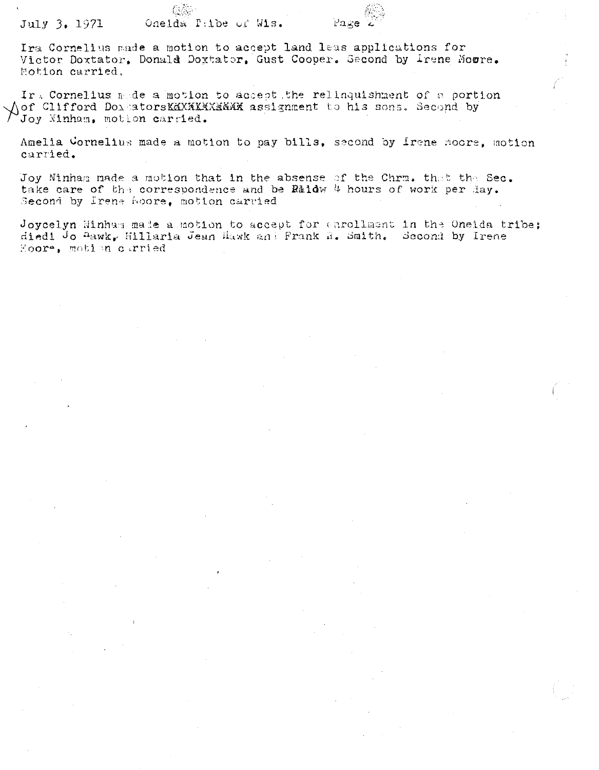Ira Cornelius made a motion to accept land leas applications for Victor Doxtator, Donald Doxtator, Gust Cooper. Second by Irene Moore. Motion carried.

Ira Cornelius made a motion to accept the relinquishment of a portion of Clifford DoxtatorsXXXXXXXXXX assignment to his sons. Second by Joy Ninham, motion carried.

Amelia Cornelius made a motion to pay bills, second by Irene Moore, motion carried.

Joy Ninham made a motion that in the absense of the Chrm. that the Sec. take care of the correspondence and be Paidw 4 hours of work per day. Second by Irene Moore, motion carried

Joycelyn Ninham made a motion to accept for enrollment in the Oneida tribe; Hiedi Jo Hawk, Hillaria Jean Hawk and Frank H. Smith. Second by Irene Moore, motion carried